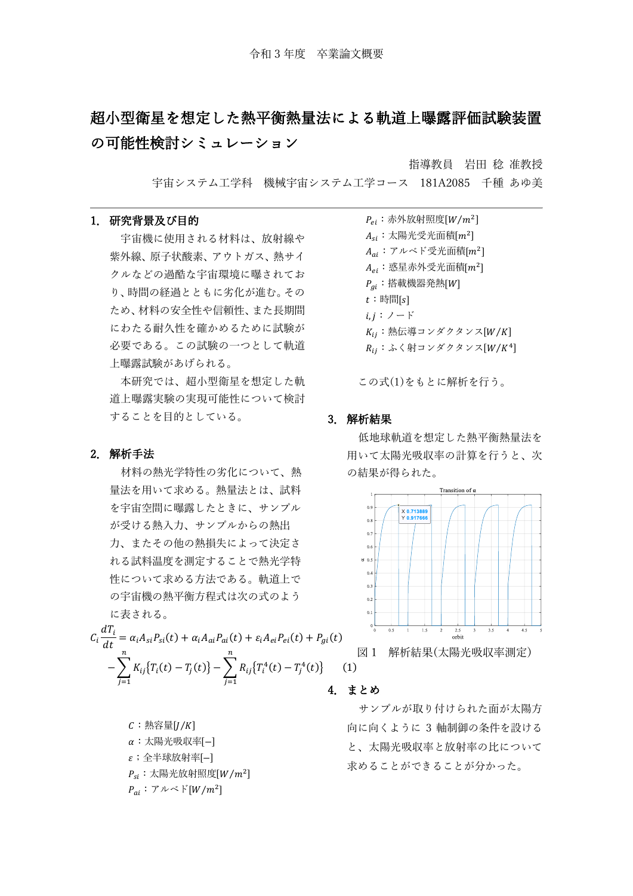令和３年度　卒業論文概要

# 超小型衛星を想定した熱平衡熱量法による軌道上曝露評価試験装置の可能性検討シミュレーション

指導教員　岩田 稔 准教授

宇宙システム工学科　機械宇宙システム工学コース　181A2085　千種 あゆ美

## 1. 研究背景及び目的

宇宙機に使用される材料は、放射線や紫外線、原子状酸素、アウトガス、熱サイクルなどの過酷な宇宙環境に曝されており、時間の経過とともに劣化が進む。そのため、材料の安全性や信頼性、また長期間にわたる耐久性を確かめるために試験が必要である。この試験の一つとして軌道上曝露試験があげられる。

本研究では、超小型衛星を想定した軌道上曝露実験の実現可能性について検討することを目的としている。

## 2. 解析手法

材料の熱光学特性の劣化について、熱量法を用いて求める。熱量法とは、試料を宇宙空間に曝露したときに、サンプルが受ける熱入力、サンプルからの熱出力、またその他の熱損失によって決定される試料温度を測定することで熱光学特性について求める方法である。軌道上での宇宙機の熱平衡方程式は次の式のように表される。

$$C_i\frac{dT_i}{dt} = \alpha_i A_{si} P_{si}(t) + \alpha_i A_{ai} P_{ai}(t) + \varepsilon_i A_{ei} P_{ei}(t) + P_{gi}(t) - \sum_{j=1}^{n} K_{ij}\{T_i(t) - T_j(t)\} - \sum_{j=1}^{n} R_{ij}\{T_i^4(t) - T_j^4(t)\} \quad (1)$$

$C$：熱容量$[J/K]$
$\alpha$：太陽光吸収率$[-]$
$\varepsilon$；全半球放射率$[-]$
$P_{si}$：太陽光放射照度$[W/m^2]$
$P_{ai}$：アルベド$[W/m^2]$
$P_{ei}$：赤外放射照度$[W/m^2]$
$A_{si}$：太陽光受光面積$[m^2]$
$A_{ai}$：アルベド受光面積$[m^2]$
$A_{ei}$：惑星赤外受光面積$[m^2]$
$P_{gi}$：搭載機器発熱$[W]$
$t$：時間$[s]$
$i,j$：ノード
$K_{ij}$：熱伝導コンダクタンス$[W/K]$
$R_{ij}$：ふく射コンダクタンス$[W/K^4]$

この式(1)をもとに解析を行う。

## 3. 解析結果

低地球軌道を想定した熱平衡熱量法を用いて太陽光吸収率の計算を行うと、次の結果が得られた。

図１　解析結果(太陽光吸収率測定)

## 4. まとめ

サンプルが取り付けられた面が太陽方向に向くように３軸制御の条件を設けると、太陽光吸収率と放射率の比について求めることができることが分かった。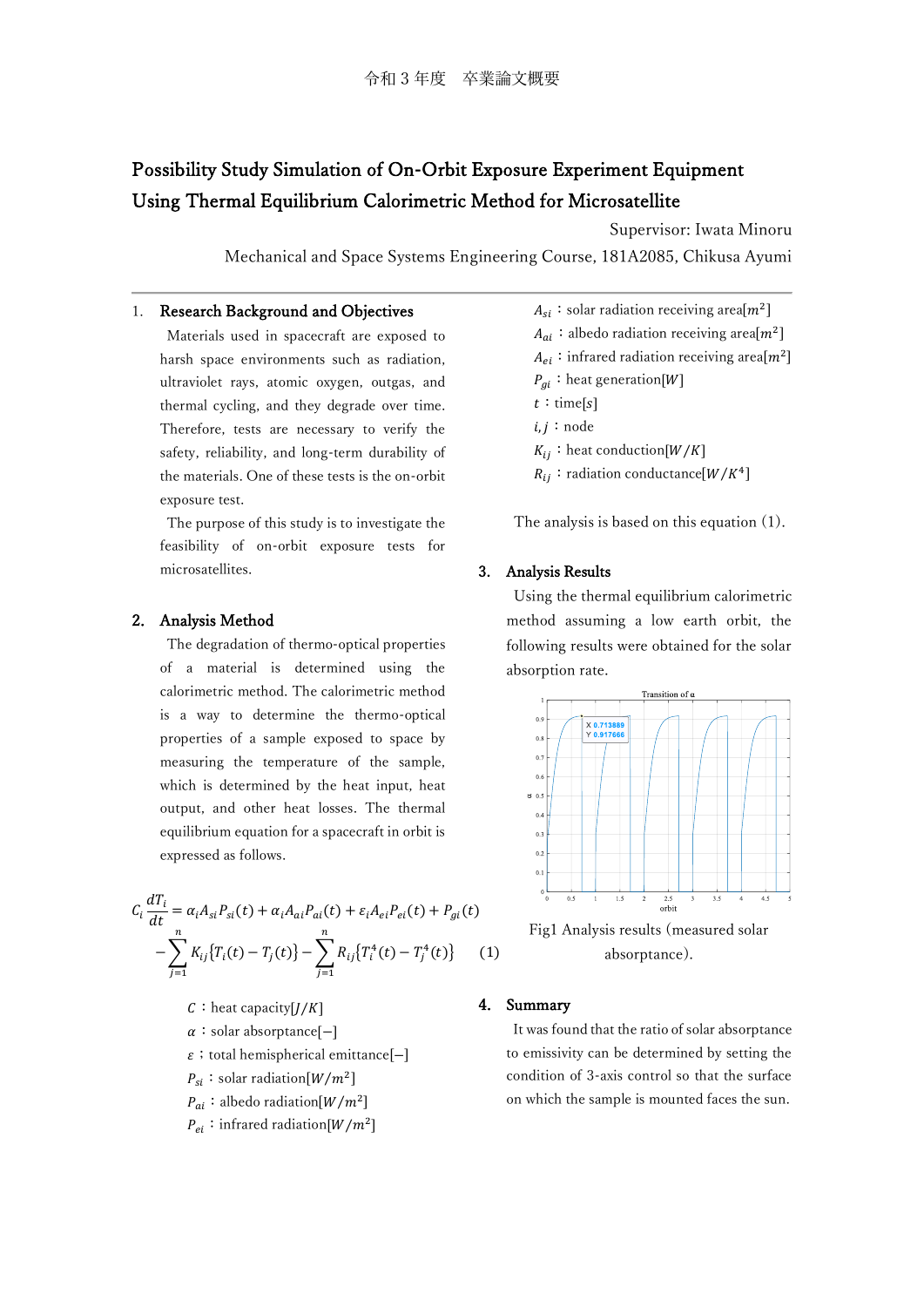令和３年度　卒業論文概要

# Possibility Study Simulation of On-Orbit Exposure Experiment Equipment Using Thermal Equilibrium Calorimetric Method for Microsatellite

Supervisor: Iwata Minoru

Mechanical and Space Systems Engineering Course, 181A2085, Chikusa Ayumi

## 1. Research Background and Objectives

Materials used in spacecraft are exposed to harsh space environments such as radiation, ultraviolet rays, atomic oxygen, outgas, and thermal cycling, and they degrade over time. Therefore, tests are necessary to verify the safety, reliability, and long-term durability of the materials. One of these tests is the on-orbit exposure test.

The purpose of this study is to investigate the feasibility of on-orbit exposure tests for microsatellites.

## 2. Analysis Method

The degradation of thermo-optical properties of a material is determined using the calorimetric method. The calorimetric method is a way to determine the thermo-optical properties of a sample exposed to space by measuring the temperature of the sample, which is determined by the heat input, heat output, and other heat losses. The thermal equilibrium equation for a spacecraft in orbit is expressed as follows.

$$C_i \frac{dT_i}{dt} = \alpha_i A_{si} P_{si}(t) + \alpha_i A_{ai} P_{ai}(t) + \varepsilon_i A_{ei} P_{ei}(t) + P_{gi}(t) - \sum_{j=1}^{n} K_{ij}\{T_i(t) - T_j(t)\} - \sum_{j=1}^{n} R_{ij}\{T_i^4(t) - T_j^4(t)\} \quad (1)$$

$C$ : heat capacity$[J/K]$
$\alpha$ : solar absorptance$[-]$
$\varepsilon$ : total hemispherical emittance$[-]$
$P_{si}$ : solar radiation$[W/m^2]$
$P_{ai}$ : albedo radiation$[W/m^2]$
$P_{ei}$ : infrared radiation$[W/m^2]$
$A_{si}$ : solar radiation receiving area$[m^2]$
$A_{ai}$ : albedo radiation receiving area$[m^2]$
$A_{ei}$ : infrared radiation receiving area$[m^2]$
$P_{gi}$ : heat generation$[W]$
$t$ : time$[s]$
$i, j$ : node
$K_{ij}$ : heat conduction$[W/K]$
$R_{ij}$ : radiation conductance$[W/K^4]$

The analysis is based on this equation (1).

## 3. Analysis Results

Using the thermal equilibrium calorimetric method assuming a low earth orbit, the following results were obtained for the solar absorption rate.

Fig1 Analysis results (measured solar absorptance).

## 4. Summary

It was found that the ratio of solar absorptance to emissivity can be determined by setting the condition of 3-axis control so that the surface on which the sample is mounted faces the sun.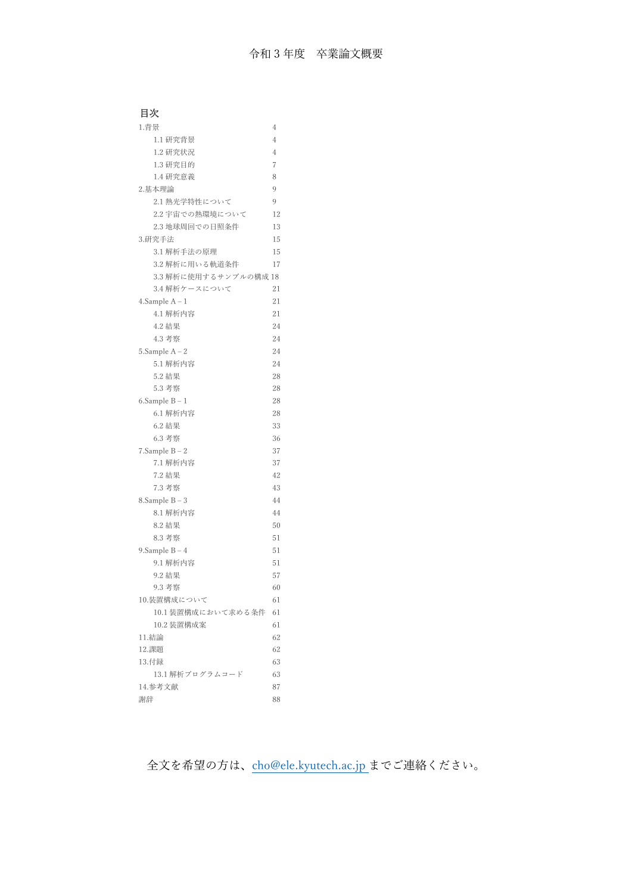令和 3 年度　卒業論文概要

## 目次

| | |
|---|---|
| 1.背景 | 4 |
| 1.1 研究背景 | 4 |
| 1.2 研究状況 | 4 |
| 1.3 研究目的 | 7 |
| 1.4 研究意義 | 8 |
| 2.基本理論 | 9 |
| 2.1 熱光学特性について | 9 |
| 2.2 宇宙での熱環境について | 12 |
| 2.3 地球周回での日照条件 | 13 |
| 3.研究手法 | 15 |
| 3.1 解析手法の原理 | 15 |
| 3.2 解析に用いる軌道条件 | 17 |
| 3.3 解析に使用するサンプルの構成 | 18 |
| 3.4 解析ケースについて | 21 |
| 4.Sample A – 1 | 21 |
| 4.1 解析内容 | 21 |
| 4.2 結果 | 24 |
| 4.3 考察 | 24 |
| 5.Sample A – 2 | 24 |
| 5.1 解析内容 | 24 |
| 5.2 結果 | 28 |
| 5.3 考察 | 28 |
| 6.Sample B – 1 | 28 |
| 6.1 解析内容 | 28 |
| 6.2 結果 | 33 |
| 6.3 考察 | 36 |
| 7.Sample B – 2 | 37 |
| 7.1 解析内容 | 37 |
| 7.2 結果 | 42 |
| 7.3 考察 | 43 |
| 8.Sample B – 3 | 44 |
| 8.1 解析内容 | 44 |
| 8.2 結果 | 50 |
| 8.3 考察 | 51 |
| 9.Sample B – 4 | 51 |
| 9.1 解析内容 | 51 |
| 9.2 結果 | 57 |
| 9.3 考察 | 60 |
| 10.装置構成について | 61 |
| 10.1 装置構成において求める条件 | 61 |
| 10.2 装置構成案 | 61 |
| 11.結論 | 62 |
| 12.課題 | 62 |
| 13.付録 | 63 |
| 13.1 解析プログラムコード | 63 |
| 14.参考文献 | 87 |
| 謝辞 | 88 |

全文を希望の方は、cho@ele.kyutech.ac.jp までご連絡ください。